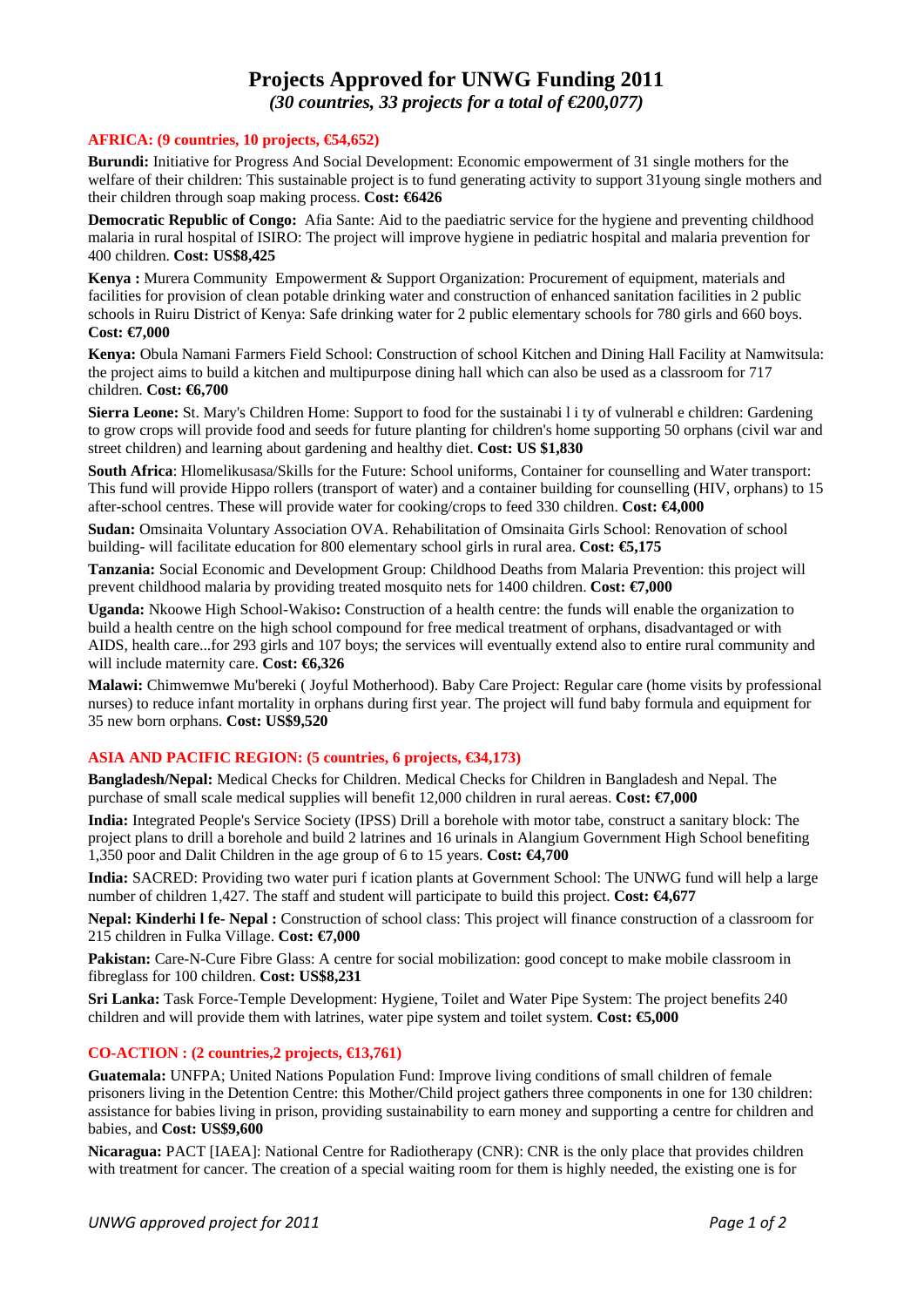# Projects Approved for UNWG Funding 2011

*(30 countries, 33 projects for a total of €200,077)*

## AFRICA: (9 countries, 10 projects, €54,652)

**Burundi:** Initiative for Progress And Social Development: Economic empowerment of 31 single mothers for the welfare of their children: This sustainable project is to fund generating activity to support 31young single mothers and their children through soap making process. **Cost: €6426**

**Democratic Republic of Congo:** Afia Sante: Aid to the paediatric service for the hygiene and preventing childhood malaria in rural hospital of ISIRO: The project will improve hygiene in pediatric hospital and malaria prevention for 400 children. **Cost: US$8,425**

**Kenya :** Murera Community Empowerment & Support Organization: Procurement of equipment, materials and facilities for provision of clean potable drinking water and construction of enhanced sanitation facilities in 2 public schools in Ruiru District of Kenya: Safe drinking water for 2 public elementary schools for 780 girls and 660 boys. **Cost: €7,000**

**Kenya:** Obula Namani Farmers Field School: Construction of school Kitchen and Dining Hall Facility at Namwitsula: the project aims to build a kitchen and multipurpose dining hall which can also be used as a classroom for 717 children. **Cost: €6,700**

**Sierra Leone:** St. Mary's Children Home: Support to food for the sustainabi l i ty of vulnerabl e children: Gardening to grow crops will provide food and seeds for future planting for children's home supporting 50 orphans (civil war and street children) and learning about gardening and healthy diet. **Cost: US $1,830**

**South Africa**: Hlomelikusasa/Skills for the Future: School uniforms, Container for counselling and Water transport: This fund will provide Hippo rollers (transport of water) and a container building for counselling (HIV, orphans) to 15 after-school centres. These will provide water for cooking/crops to feed 330 children. **Cost: €4,000**

**Sudan:** Omsinaita Voluntary Association OVA. Rehabilitation of Omsinaita Girls School: Renovation of school building- will facilitate education for 800 elementary school girls in rural area. **Cost: €5,175**

**Tanzania:** Social Economic and Development Group: Childhood Deaths from Malaria Prevention: this project will prevent childhood malaria by providing treated mosquito nets for 1400 children. **Cost: €7,000**

**Uganda:** Nkoowe High School-Wakiso**:** Construction of a health centre: the funds will enable the organization to build a health centre on the high school compound for free medical treatment of orphans, disadvantaged or with AIDS, health care...for 293 girls and 107 boys; the services will eventually extend also to entire rural community and will include maternity care. **Cost: €6,326**

**Malawi:** Chimwemwe Mu'bereki ( Joyful Motherhood). Baby Care Project: Regular care (home visits by professional nurses) to reduce infant mortality in orphans during first year. The project will fund baby formula and equipment for 35 new born orphans. **Cost: US$9,520**

## ASIA AND PACIFIC REGION: (5 countries, 6 projects, €34,173)

**Bangladesh/Nepal:** Medical Checks for Children. Medical Checks for Children in Bangladesh and Nepal. The purchase of small scale medical supplies will benefit 12,000 children in rural aereas. **Cost: €7,000**

**India:** Integrated People's Service Society (IPSS) Drill a borehole with motor tabe, construct a sanitary block: The project plans to drill a borehole and build 2 latrines and 16 urinals in Alangium Government High School benefiting 1,350 poor and Dalit Children in the age group of 6 to 15 years. **Cost: €4,700**

**India:** SACRED: Providing two water puri f ication plants at Government School: The UNWG fund will help a large number of children 1,427. The staff and student will participate to build this project. **Cost: €4,677**

**Nepal: Kinderhi l fe- Nepal :** Construction of school class: This project will finance construction of a classroom for 215 children in Fulka Village. **Cost: €7,000**

**Pakistan:** Care-N-Cure Fibre Glass: A centre for social mobilization: good concept to make mobile classroom in fibreglass for 100 children. **Cost: US$8,231**

**Sri Lanka:** Task Force-Temple Development: Hygiene, Toilet and Water Pipe System: The project benefits 240 children and will provide them with latrines, water pipe system and toilet system. **Cost: €5,000**

## CO-ACTION : (2 countries,2 projects, €13,761)

**Guatemala:** UNFPA; United Nations Population Fund: Improve living conditions of small children of female prisoners living in the Detention Centre: this Mother/Child project gathers three components in one for 130 children: assistance for babies living in prison, providing sustainability to earn money and supporting a centre for children and babies, and **Cost: US$9,600**

**Nicaragua:** PACT [IAEA]: National Centre for Radiotherapy (CNR): CNR is the only place that provides children with treatment for cancer. The creation of a special waiting room for them is highly needed, the existing one is for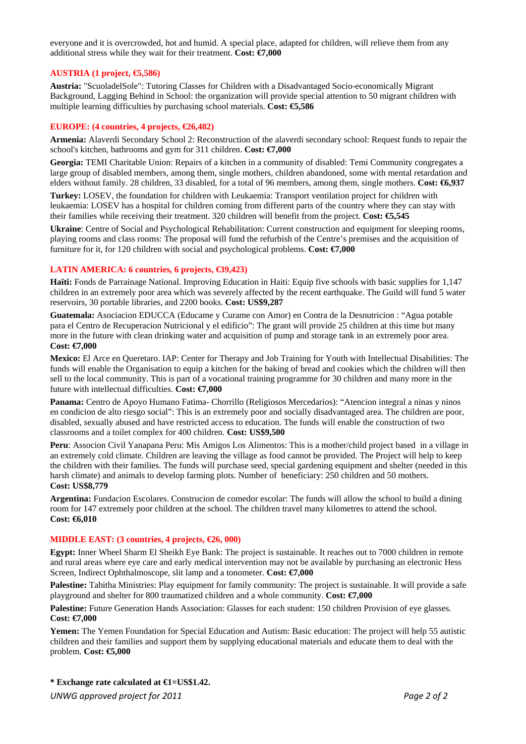everyone and it is overcrowded, hot and humid. A special place, adapted for children, will relieve them from any additional stress while they wait for their treatment. **Cost: €7,000**

### AUSTRIA (1 project, €5,586)

**Austria:** "ScuoladelSole": Tutoring Classes for Children with a Disadvantaged Socio-economically Migrant Background, Lagging Behind in School: the organization will provide special attention to 50 migrant children with multiple learning difficulties by purchasing school materials. **Cost: €5,586**

### EUROPE: (4 countries, 4 projects, €26,482)

**Armenia:** Alaverdi Secondary School 2: Reconstruction of the alaverdi secondary school: Request funds to repair the school's kitchen, bathrooms and gym for 311 children. **Cost: €7,000**

**Georgia:** TEMI Charitable Union: Repairs of a kitchen in a community of disabled: Temi Community congregates a large group of disabled members, among them, single mothers, children abandoned, some with mental retardation and elders without family. 28 children, 33 disabled, for a total of 96 members, among them, single mothers. **Cost: €6,937**

**Turkey:** LOSEV, the foundation for children with Leukaemia: Transport ventilation project for children with leukaemia: LOSEV has a hospital for children coming from different parts of the country where they can stay with their families while receiving their treatment. 320 children will benefit from the project. **Cost: €5,545**

**Ukraine**: Centre of Social and Psychological Rehabilitation: Current construction and equipment for sleeping rooms, playing rooms and class rooms: The proposal will fund the refurbish of the Centre's premises and the acquisition of furniture for it, for 120 children with social and psychological problems. **Cost: €7,000**

### LATIN AMERICA: 6 countries, 6 projects, €39,423)

**Haïti:** Fonds de Parrainage National. Improving Education in Haiti: Equip five schools with basic supplies for 1,147 children in an extremely poor area which was severely affected by the recent earthquake. The Guild will fund 5 water reservoirs, 30 portable libraries, and 2200 books. **Cost: US$9,287**

**Guatemala:** Asociacion EDUCCA (Educame y Curame con Amor) en Contra de la Desnutricion : "Agua potable para el Centro de Recuperacion Nutricional y el edificio": The grant will provide 25 children at this time but many more in the future with clean drinking water and acquisition of pump and storage tank in an extremely poor area. **Cost: €7,000**

**Mexico:** El Arce en Queretaro. IAP: Center for Therapy and Job Training for Youth with Intellectual Disabilities: The funds will enable the Organisation to equip a kitchen for the baking of bread and cookies which the children will then sell to the local community. This is part of a vocational training programme for 30 children and many more in the future with intellectual difficulties. **Cost: €7,000**

**Panama:** Centro de Apoyo Humano Fatima- Chorrillo (Religiosos Mercedarios): "Atencion integral a ninas y ninos en condicion de alto riesgo social": This is an extremely poor and socially disadvantaged area. The children are poor, disabled, sexually abused and have restricted access to education. The funds will enable the construction of two classrooms and a toilet complex for 400 children. **Cost: US$9,500**

**Peru**: Associon Civil Yanapana Peru: Mis Amigos Los Alimentos: This is a mother/child project based in a village in an extremely cold climate. Children are leaving the village as food cannot be provided. The Project will help to keep the children with their families. The funds will purchase seed, special gardening equipment and shelter (needed in this harsh climate) and animals to develop farming plots. Number of beneficiary: 250 children and 50 mothers. **Cost: US$8,779**

**Argentina:** Fundacion Escolares. Construcion de comedor escolar: The funds will allow the school to build a dining room for 147 extremely poor children at the school. The children travel many kilometres to attend the school. **Cost: €6,010**

### MIDDLE EAST: (3 countries, 4 projects, €26, 000)

**Egypt:** Inner Wheel Sharm El Sheikh Eye Bank: The project is sustainable. It reaches out to 7000 children in remote and rural areas where eye care and early medical intervention may not be available by purchasing an electronic Hess Screen, Indirect Ophthalmoscope, slit lamp and a tonometer. **Cost: €7,000**

**Palestine:** Tabitha Ministries: Play equipment for family community: The project is sustainable. It will provide a safe playground and shelter for 800 traumatized children and a whole community. **Cost: €7,000**

**Palestine:** Future Generation Hands Association: Glasses for each student: 150 children Provision of eye glasses. **Cost: €7,000**

**Yemen:** The Yemen Foundation for Special Education and Autism: Basic education: The project will help 55 autistic children and their families and support them by supplying educational materials and educate them to deal with the problem. **Cost: €5,000**

**\* Exchange rate calculated at €1=US$1.42.**